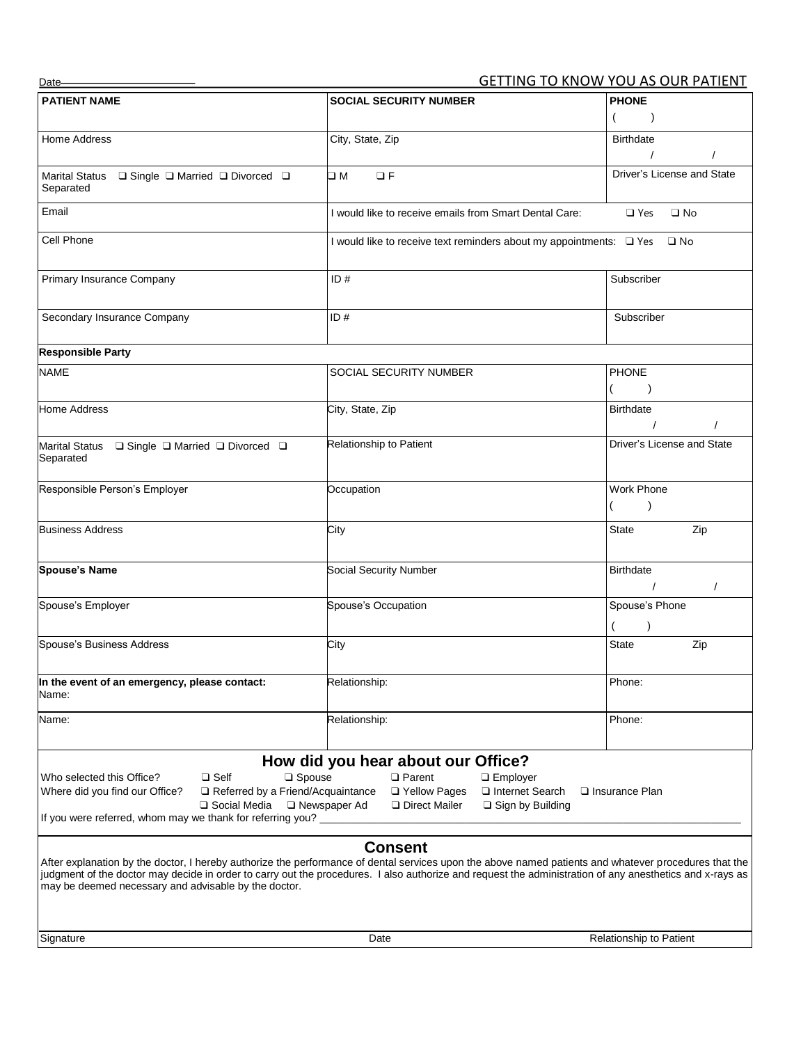Date\_\_\_\_\_\_\_\_\_\_\_\_\_\_\_\_\_\_\_\_\_\_

## GETTING TO KNOW YOU AS OUR PATIENT

| **PATIENT NAME** | **SOCIAL SECURITY NUMBER** | **PHONE** ( ) |
|---|---|---|
| Home Address | City, State, Zip | Birthdate / / |
| Marital Status ❑ Single ❑ Married ❑ Divorced ❑ Separated | ❑ M ❑ F | Driver's License and State |
| Email | I would like to receive emails from Smart Dental Care: ❑ Yes ❑ No | |
| Cell Phone | I would like to receive text reminders about my appointments: ❑ Yes ❑ No | |
| Primary Insurance Company | ID # | Subscriber |
| Secondary Insurance Company | ID # | Subscriber |
| **Responsible Party** | | |
| NAME | SOCIAL SECURITY NUMBER | PHONE ( ) |
| Home Address | City, State, Zip | Birthdate / / |
| Marital Status ❑ Single ❑ Married ❑ Divorced ❑ Separated | Relationship to Patient | Driver's License and State |
| Responsible Person's Employer | Occupation | Work Phone ( ) |
| Business Address | City | State Zip |
| **Spouse's Name** | Social Security Number | Birthdate / / |
| Spouse's Employer | Spouse's Occupation | Spouse's Phone ( ) |
| Spouse's Business Address | City | State Zip |
| **In the event of an emergency, please contact:** Name: | Relationship: | Phone: |
| Name: | Relationship: | Phone: |

## How did you hear about our Office?

Who selected this Office? ❑ Self ❑ Spouse ❑ Parent ❑ Employer

Where did you find our Office? ❑ Referred by a Friend/Acquaintance ❑ Yellow Pages ❑ Internet Search ❑ Insurance Plan ❑ Social Media ❑ Newspaper Ad ❑ Direct Mailer ❑ Sign by Building

If you were referred, whom may we thank for referring you? \_\_\_\_\_\_\_\_\_\_\_\_\_\_\_\_\_\_\_\_\_\_\_\_\_\_\_\_\_\_\_\_\_\_\_\_\_\_\_\_

## Consent

After explanation by the doctor, I hereby authorize the performance of dental services upon the above named patients and whatever procedures that the judgment of the doctor may decide in order to carry out the procedures. I also authorize and request the administration of any anesthetics and x-rays as may be deemed necessary and advisable by the doctor.

| Signature | Date | Relationship to Patient |
|---|---|---|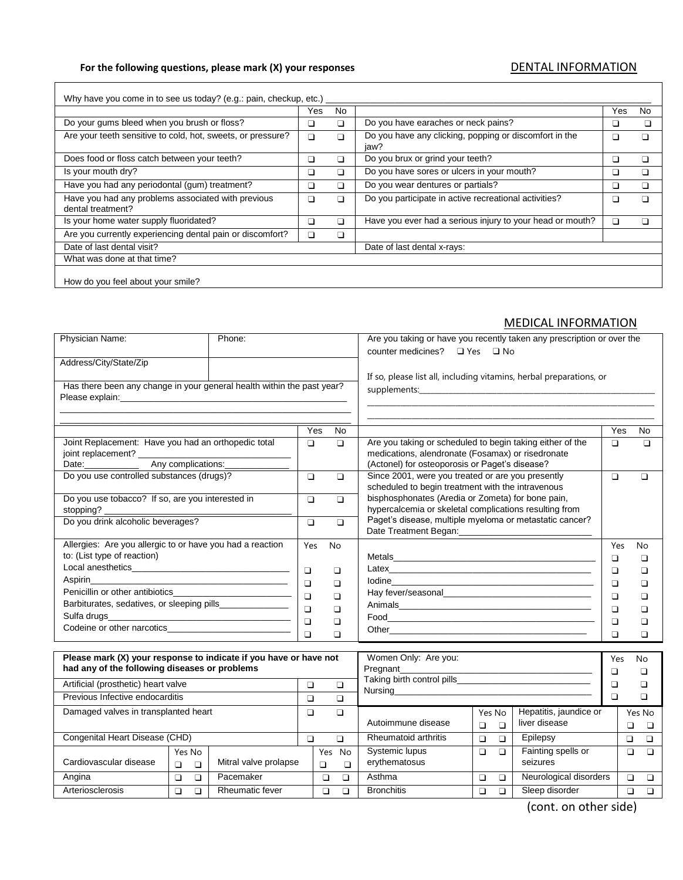**For the following questions, please mark (X) your responses**

## DENTAL INFORMATION

Why have you come in to see us today? (e.g.: pain, checkup, etc.) ______________________________

| | Yes | No | | Yes | No |
|---|---|---|---|---|---|
| Do your gums bleed when you brush or floss? | ❑ | ❑ | Do you have earaches or neck pains? | ❑ | ❑ |
| Are your teeth sensitive to cold, hot, sweets, or pressure? | ❑ | ❑ | Do you have any clicking, popping or discomfort in the jaw? | ❑ | ❑ |
| Does food or floss catch between your teeth? | ❑ | ❑ | Do you brux or grind your teeth? | ❑ | ❑ |
| Is your mouth dry? | ❑ | ❑ | Do you have sores or ulcers in your mouth? | ❑ | ❑ |
| Have you had any periodontal (gum) treatment? | ❑ | ❑ | Do you wear dentures or partials? | ❑ | ❑ |
| Have you had any problems associated with previous dental treatment? | ❑ | ❑ | Do you participate in active recreational activities? | ❑ | ❑ |
| Is your home water supply fluoridated? | ❑ | ❑ | Have you ever had a serious injury to your head or mouth? | ❑ | ❑ |
| Are you currently experiencing dental pain or discomfort? | ❑ | ❑ | | | |
| Date of last dental visit? | | | Date of last dental x-rays: | | |

What was done at that time?

How do you feel about your smile?

## MEDICAL INFORMATION

| Physician Name: | Phone: |
|---|---|
| Address/City/State/Zip | |

Has there been any change in your general health within the past year? Please explain:______________________________________________

Are you taking or have you recently taken any prescription or over the counter medicines? ❑ Yes ❑ No

If so, please list all, including vitamins, herbal preparations, or supplements:______________________________________________

| | Yes | No | | Yes | No |
|---|---|---|---|---|---|
| Joint Replacement: Have you had an orthopedic total joint replacement? ______________ Date:___________ Any complications:_____________ | ❑ | ❑ | Are you taking or scheduled to begin taking either of the medications, alendronate (Fosamax) or risedronate (Actonel) for osteoporosis or Paget's disease? | ❑ | ❑ |
| Do you use controlled substances (drugs)? | ❑ | ❑ | Since 2001, were you treated or are you presently scheduled to begin treatment with the intravenous bisphosphonates (Aredia or Zometa) for bone pain, hypercalcemia or skeletal complications resulting from Paget's disease, multiple myeloma or metastatic cancer? Date Treatment Began:_______________________ | ❑ | ❑ |
| Do you use tobacco? If so, are you interested in stopping? ______________ | ❑ | ❑ | | | |
| Do you drink alcoholic beverages? | ❑ | ❑ | | | |

| Allergies: Are you allergic to or have you had a reaction to: (List type of reaction) | Yes | No | | Yes | No |
|---|---|---|---|---|---|
| Local anesthetics______________ | ❑ | ❑ | Metals______________ | ❑ | ❑ |
| Aspirin______________ | ❑ | ❑ | Latex______________ | ❑ | ❑ |
| Penicillin or other antibiotics______________ | ❑ | ❑ | Iodine______________ | ❑ | ❑ |
| Barbiturates, sedatives, or sleeping pills______________ | ❑ | ❑ | Hay fever/seasonal______________ | ❑ | ❑ |
| Sulfa drugs______________ | ❑ | ❑ | Animals______________ | ❑ | ❑ |
| Codeine or other narcotics______________ | ❑ | ❑ | Food______________ | ❑ | ❑ |
| | | | Other______________ | ❑ | ❑ |

| Women Only: Are you: | Yes | No |
|---|---|---|
| Pregnant______________ | ❑ | ❑ |
| Taking birth control pills______________ | ❑ | ❑ |
| Nursing______________ | ❑ | ❑ |

**Please mark (X) your response to indicate if you have or have not had any of the following diseases or problems**

| | Yes | No | | Yes | No |
|---|---|---|---|---|---|
| Artificial (prosthetic) heart valve | ❑ | ❑ | | | |
| Previous Infective endocarditis | ❑ | ❑ | | | |
| Damaged valves in transplanted heart | ❑ | ❑ | | | |
| Congenital Heart Disease (CHD) | ❑ | ❑ | | | |
| Cardiovascular disease | ❑ | ❑ | Mitral valve prolapse | ❑ | ❑ |
| Angina | ❑ | ❑ | Pacemaker | ❑ | ❑ |
| Arteriosclerosis | ❑ | ❑ | Rheumatic fever | ❑ | ❑ |

| | Yes | No | | Yes | No |
|---|---|---|---|---|---|
| Autoimmune disease | ❑ | ❑ | Hepatitis, jaundice or liver disease | ❑ | ❑ |
| Rheumatoid arthritis | ❑ | ❑ | Epilepsy | ❑ | ❑ |
| Systemic lupus erythematosus | ❑ | ❑ | Fainting spells or seizures | ❑ | ❑ |
| Asthma | ❑ | ❑ | Neurological disorders | ❑ | ❑ |
| Bronchitis | ❑ | ❑ | Sleep disorder | ❑ | ❑ |

(cont. on other side)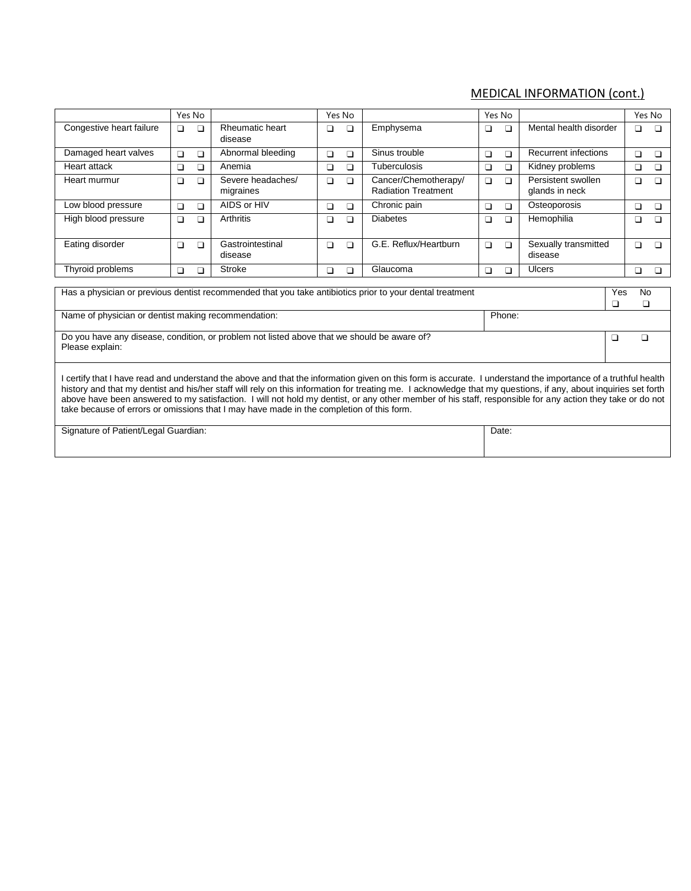## MEDICAL INFORMATION (cont.)

| | Yes No | | Yes No | | Yes No | | Yes No |
|---|---|---|---|---|---|---|---|
| Congestive heart failure | ❑ ❑ | Rheumatic heart disease | ❑ ❑ | Emphysema | ❑ ❑ | Mental health disorder | ❑ ❑ |
| Damaged heart valves | ❑ ❑ | Abnormal bleeding | ❑ ❑ | Sinus trouble | ❑ ❑ | Recurrent infections | ❑ ❑ |
| Heart attack | ❑ ❑ | Anemia | ❑ ❑ | Tuberculosis | ❑ ❑ | Kidney problems | ❑ ❑ |
| Heart murmur | ❑ ❑ | Severe headaches/ migraines | ❑ ❑ | Cancer/Chemotherapy/ Radiation Treatment | ❑ ❑ | Persistent swollen glands in neck | ❑ ❑ |
| Low blood pressure | ❑ ❑ | AIDS or HIV | ❑ ❑ | Chronic pain | ❑ ❑ | Osteoporosis | ❑ ❑ |
| High blood pressure | ❑ ❑ | Arthritis | ❑ ❑ | Diabetes | ❑ ❑ | Hemophilia | ❑ ❑ |
| Eating disorder | ❑ ❑ | Gastrointestinal disease | ❑ ❑ | G.E. Reflux/Heartburn | ❑ ❑ | Sexually transmitted disease | ❑ ❑ |
| Thyroid problems | ❑ ❑ | Stroke | ❑ ❑ | Glaucoma | ❑ ❑ | Ulcers | ❑ ❑ |

| | | |
|---|---|---|
| Has a physician or previous dentist recommended that you take antibiotics prior to your dental treatment | | Yes ❑ No ❑ |
| Name of physician or dentist making recommendation: | Phone: | |
| Do you have any disease, condition, or problem not listed above that we should be aware of? Please explain: | | ❑ ❑ |

I certify that I have read and understand the above and that the information given on this form is accurate. I understand the importance of a truthful health history and that my dentist and his/her staff will rely on this information for treating me. I acknowledge that my questions, if any, about inquiries set forth above have been answered to my satisfaction. I will not hold my dentist, or any other member of his staff, responsible for any action they take or do not take because of errors or omissions that I may have made in the completion of this form.

| | |
|---|---|
| Signature of Patient/Legal Guardian: | Date: |